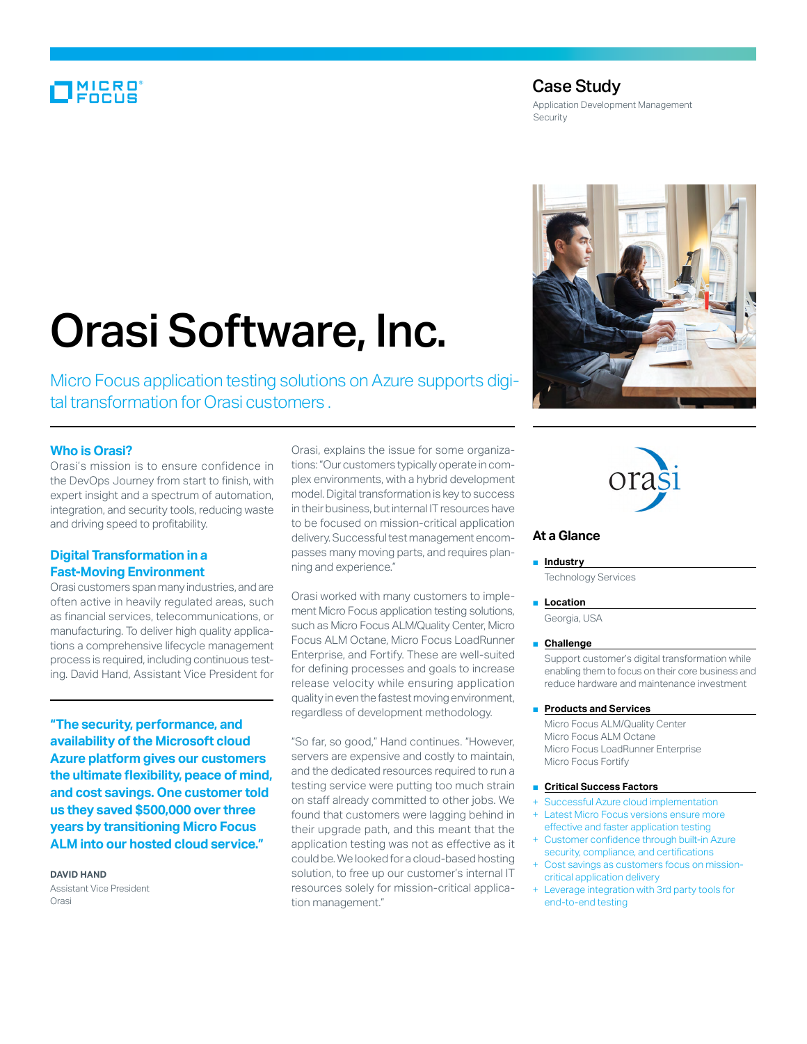Case Study

Application Development Management
Security

# Orasi Software, Inc.

Micro Focus application testing solutions on Azure supports digital transformation for Orasi customers .

## Who is Orasi?

Orasi's mission is to ensure confidence in the DevOps Journey from start to finish, with expert insight and a spectrum of automation, integration, and security tools, reducing waste and driving speed to profitability.

## Digital Transformation in a Fast-Moving Environment

Orasi customers span many industries, and are often active in heavily regulated areas, such as financial services, telecommunications, or manufacturing. To deliver high quality applications a comprehensive lifecycle management process is required, including continuous testing. David Hand, Assistant Vice President for Orasi, explains the issue for some organizations: "Our customers typically operate in complex environments, with a hybrid development model. Digital transformation is key to success in their business, but internal IT resources have to be focused on mission-critical application delivery. Successful test management encompasses many moving parts, and requires planning and experience."

Orasi worked with many customers to implement Micro Focus application testing solutions, such as Micro Focus ALM/Quality Center, Micro Focus ALM Octane, Micro Focus LoadRunner Enterprise, and Fortify. These are well-suited for defining processes and goals to increase release velocity while ensuring application quality in even the fastest moving environment, regardless of development methodology.

"So far, so good," Hand continues. "However, servers are expensive and costly to maintain, and the dedicated resources required to run a testing service were putting too much strain on staff already committed to other jobs. We found that customers were lagging behind in their upgrade path, and this meant that the application testing was not as effective as it could be. We looked for a cloud-based hosting solution, to free up our customer's internal IT resources solely for mission-critical application management."

> **"The security, performance, and availability of the Microsoft cloud Azure platform gives our customers the ultimate flexibility, peace of mind, and cost savings. One customer told us they saved $500,000 over three years by transitioning Micro Focus ALM into our hosted cloud service."**
>
> **DAVID HAND**
> Assistant Vice President
> Orasi

## At a Glance

**Industry**
Technology Services

**Location**
Georgia, USA

**Challenge**
Support customer's digital transformation while enabling them to focus on their core business and reduce hardware and maintenance investment

**Products and Services**
Micro Focus ALM/Quality Center
Micro Focus ALM Octane
Micro Focus LoadRunner Enterprise
Micro Focus Fortify

**Critical Success Factors**
- Successful Azure cloud implementation
- Latest Micro Focus versions ensure more effective and faster application testing
- Customer confidence through built-in Azure security, compliance, and certifications
- Cost savings as customers focus on mission-critical application delivery
- Leverage integration with 3rd party tools for end-to-end testing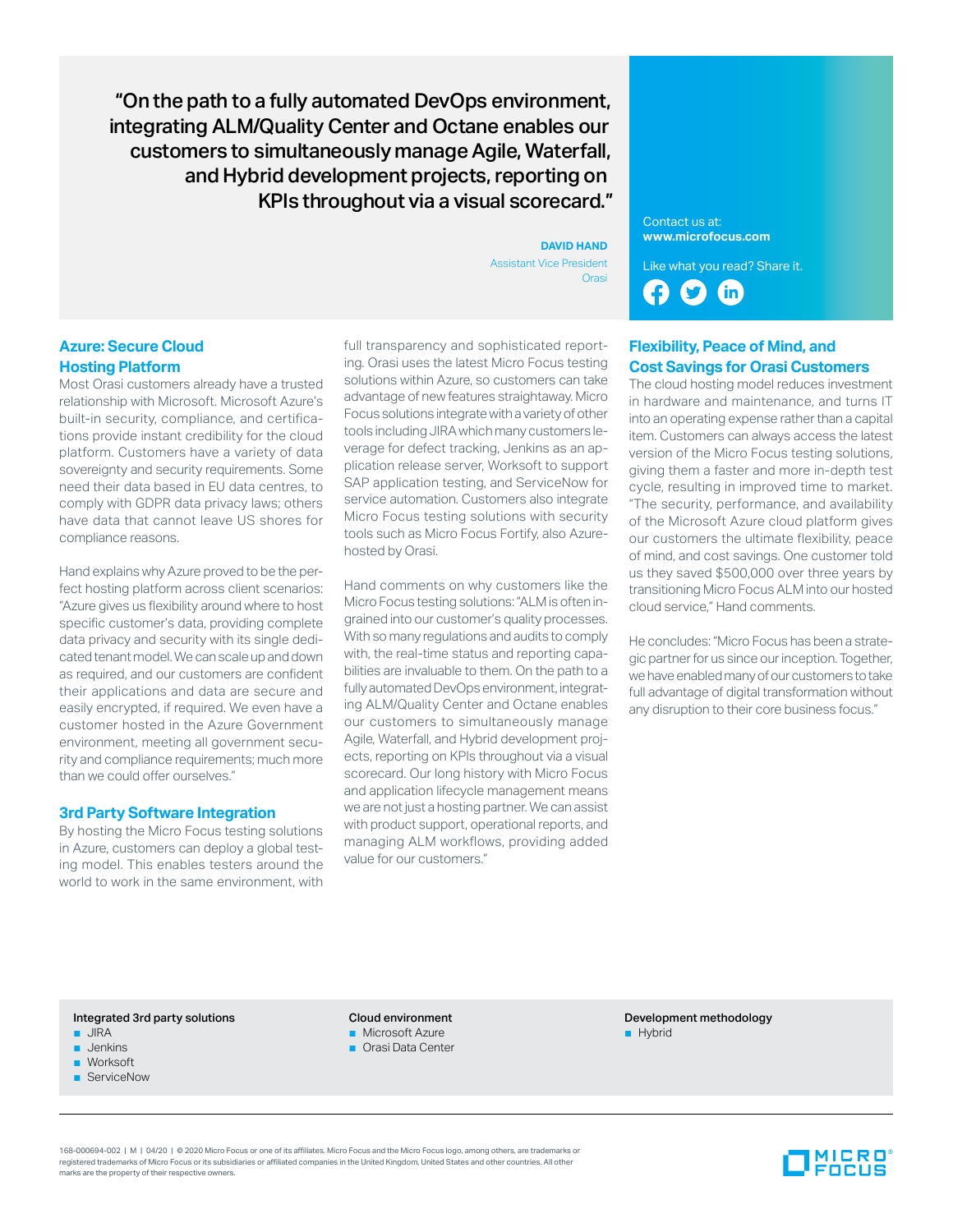> "On the path to a fully automated DevOps environment, integrating ALM/Quality Center and Octane enables our customers to simultaneously manage Agile, Waterfall, and Hybrid development projects, reporting on KPIs throughout via a visual scorecard."

**DAVID HAND**
Assistant Vice President
Orasi

Contact us at:
**www.microfocus.com**

Like what you read? Share it.

## Azure: Secure Cloud Hosting Platform

Most Orasi customers already have a trusted relationship with Microsoft. Microsoft Azure's built-in security, compliance, and certifications provide instant credibility for the cloud platform. Customers have a variety of data sovereignty and security requirements. Some need their data based in EU data centres, to comply with GDPR data privacy laws; others have data that cannot leave US shores for compliance reasons.

Hand explains why Azure proved to be the perfect hosting platform across client scenarios: "Azure gives us flexibility around where to host specific customer's data, providing complete data privacy and security with its single dedicated tenant model. We can scale up and down as required, and our customers are confident their applications and data are secure and easily encrypted, if required. We even have a customer hosted in the Azure Government environment, meeting all government security and compliance requirements; much more than we could offer ourselves."

## 3rd Party Software Integration

By hosting the Micro Focus testing solutions in Azure, customers can deploy a global testing model. This enables testers around the world to work in the same environment, with full transparency and sophisticated reporting. Orasi uses the latest Micro Focus testing solutions within Azure, so customers can take advantage of new features straightaway. Micro Focus solutions integrate with a variety of other tools including JIRA which many customers leverage for defect tracking, Jenkins as an application release server, Worksoft to support SAP application testing, and ServiceNow for service automation. Customers also integrate Micro Focus testing solutions with security tools such as Micro Focus Fortify, also Azure-hosted by Orasi.

Hand comments on why customers like the Micro Focus testing solutions: "ALM is often ingrained into our customer's quality processes. With so many regulations and audits to comply with, the real-time status and reporting capabilities are invaluable to them. On the path to a fully automated DevOps environment, integrating ALM/Quality Center and Octane enables our customers to simultaneously manage Agile, Waterfall, and Hybrid development projects, reporting on KPIs throughout via a visual scorecard. Our long history with Micro Focus and application lifecycle management means we are not just a hosting partner. We can assist with product support, operational reports, and managing ALM workflows, providing added value for our customers."

## Flexibility, Peace of Mind, and Cost Savings for Orasi Customers

The cloud hosting model reduces investment in hardware and maintenance, and turns IT into an operating expense rather than a capital item. Customers can always access the latest version of the Micro Focus testing solutions, giving them a faster and more in-depth test cycle, resulting in improved time to market. "The security, performance, and availability of the Microsoft Azure cloud platform gives our customers the ultimate flexibility, peace of mind, and cost savings. One customer told us they saved $500,000 over three years by transitioning Micro Focus ALM into our hosted cloud service," Hand comments.

He concludes: "Micro Focus has been a strategic partner for us since our inception. Together, we have enabled many of our customers to take full advantage of digital transformation without any disruption to their core business focus."

**Integrated 3rd party solutions**
- JIRA
- Jenkins
- Worksoft
- ServiceNow

**Cloud environment**
- Microsoft Azure
- Orasi Data Center

**Development methodology**
- Hybrid

168-000694-002 | M | 04/20 | © 2020 Micro Focus or one of its affiliates. Micro Focus and the Micro Focus logo, among others, are trademarks or registered trademarks of Micro Focus or its subsidiaries or affiliated companies in the United Kingdom, United States and other countries. All other marks are the property of their respective owners.